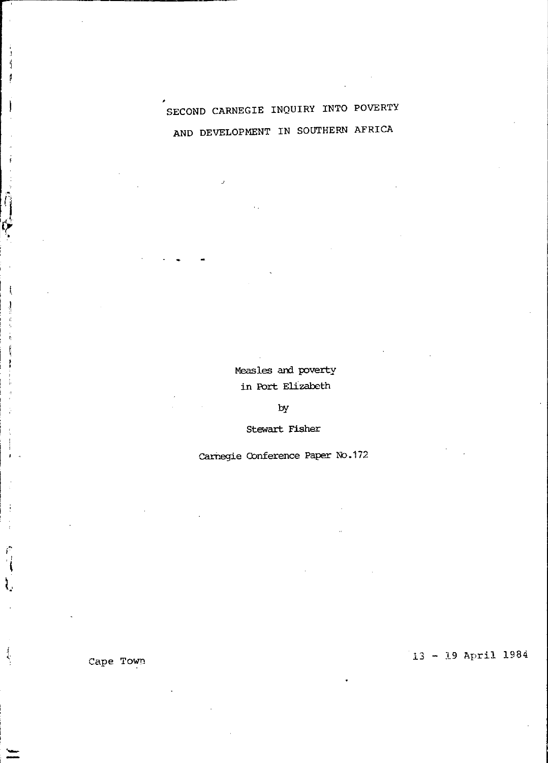# SECOND CARNEGIE INQUIRY INTO POVERTY AND DEVELOPMENT IN SOUTHERN AFRICA

Measles and poverty
in Port Elizabeth

by

Stewart Fisher

Carnegie Conference Paper No.172

Cape Town

13 - 19 April 1984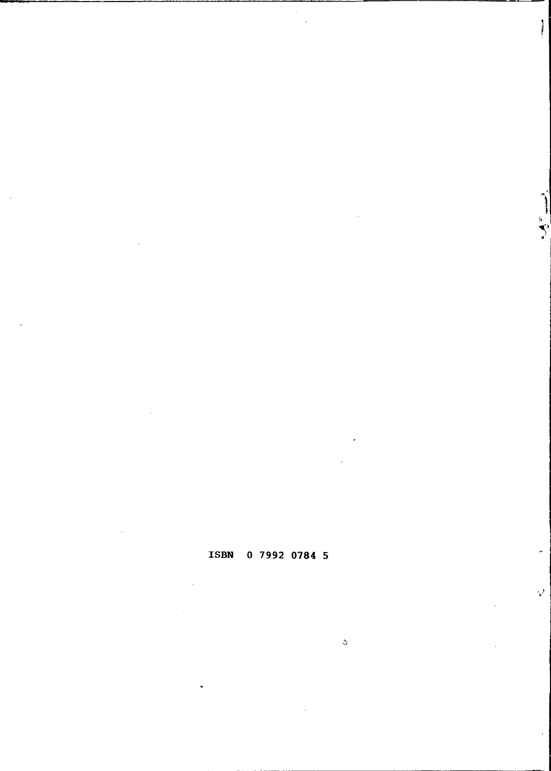**ISBN 0 7992 0784 5**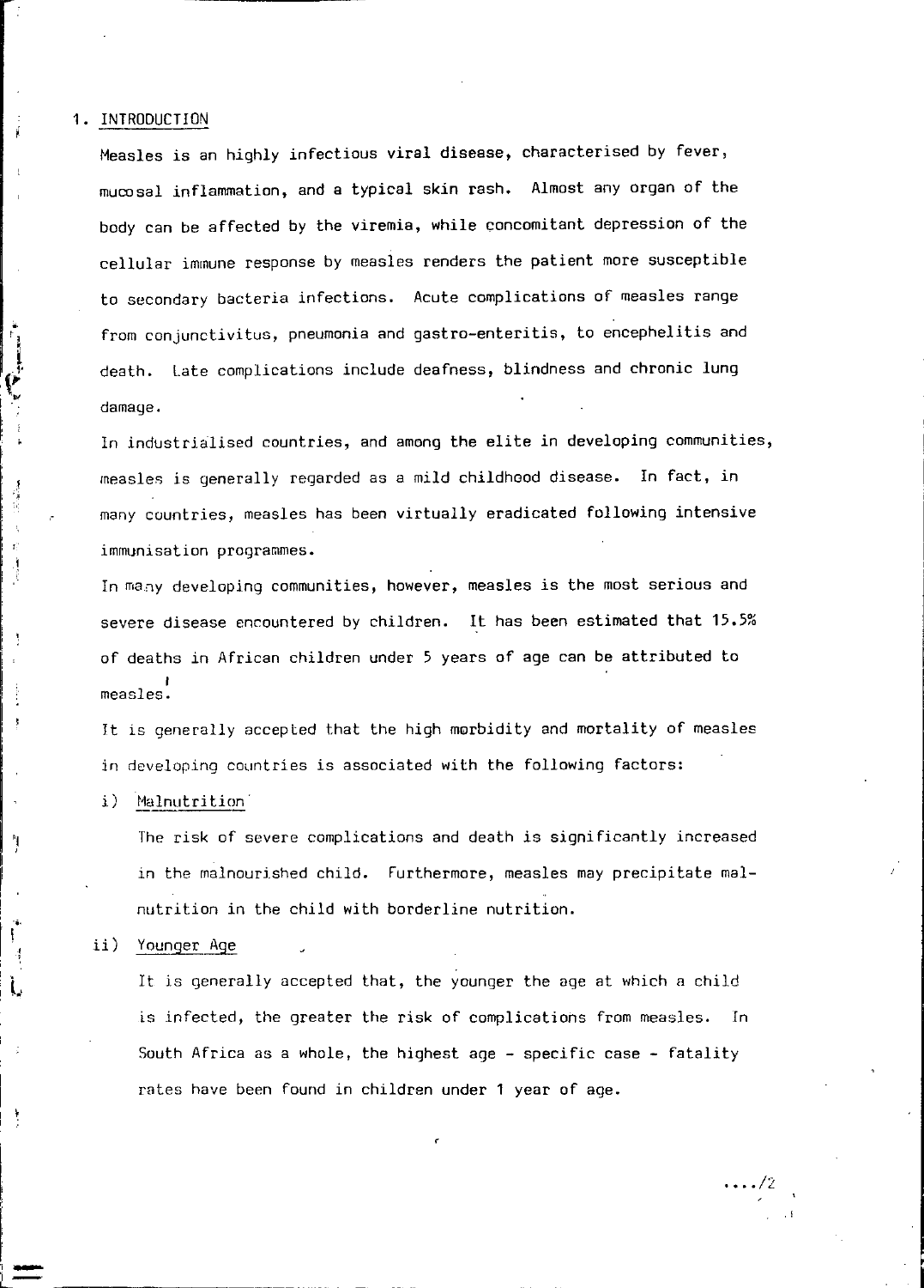## 1. INTRODUCTION

Measles is an highly infectious viral disease, characterised by fever, mucosal inflammation, and a typical skin rash. Almost any organ of the body can be affected by the viremia, while concomitant depression of the cellular immune response by measles renders the patient more susceptible to secondary bacteria infections. Acute complications of measles range from conjunctivitus, pneumonia and gastro-enteritis, to encephelitis and death. Late complications include deafness, blindness and chronic lung damage.

In industrialised countries, and among the elite in developing communities, measles is generally regarded as a mild childhood disease. In fact, in many countries, measles has been virtually eradicated following intensive immunisation programmes.

In many developing communities, however, measles is the most serious and severe disease encountered by children. It has been estimated that 15.5% of deaths in African children under 5 years of age can be attributed to measles.[1]

It is generally accepted that the high morbidity and mortality of measles in developing countries is associated with the following factors:

i) Malnutrition

The risk of severe complications and death is significantly increased in the malnourished child. Furthermore, measles may precipitate malnutrition in the child with borderline nutrition.

ii) Younger Age

It is generally accepted that, the younger the age at which a child is infected, the greater the risk of complications from measles. In South Africa as a whole, the highest age - specific case - fatality rates have been found in children under 1 year of age.

..../2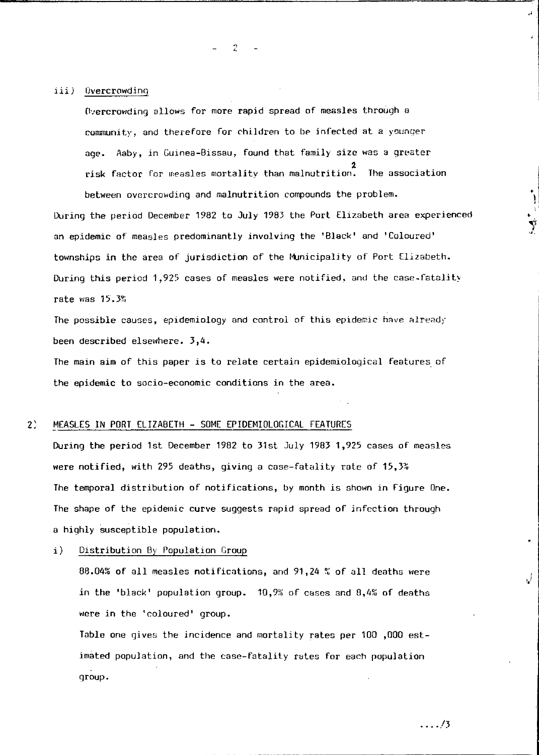iii) Overcrowding

Overcrowding allows for more rapid spread of measles through a community, and therefore for children to be infected at a younger age. Aaby, in Guinea-Bissau, found that family size was a greater risk factor for measles mortality than malnutrition.[2] The association between overcrowding and malnutrition compounds the problem.

During the period December 1982 to July 1983 the Port Elizabeth area experienced an epidemic of measles predominantly involving the 'Black' and 'Coloured' townships in the area of jurisdiction of the Municipality of Port Elizabeth. During this period 1,925 cases of measles were notified, and the case-fatality rate was 15.3%

The possible causes, epidemiology and control of this epidemic have already been described elsewhere. 3,4.

The main aim of this paper is to relate certain epidemiological features of the epidemic to socio-economic conditions in the area.

## 2) MEASLES IN PORT ELIZABETH - SOME EPIDEMIOLOGICAL FEATURES

During the period 1st December 1982 to 31st July 1983 1,925 cases of measles were notified, with 295 deaths, giving a case-fatality rate of 15,3%

The temporal distribution of notifications, by month is shown in Figure One. The shape of the epidemic curve suggests rapid spread of infection through a highly susceptible population.

i) Distribution By Population Group

88.04% of all measles notifications, and 91,24 % of all deaths were in the 'black' population group. 10,9% of cases and 8,4% of deaths were in the 'coloured' group.

Table one gives the incidence and mortality rates per 100 ,000 estimated population, and the case-fatality rates for each population group.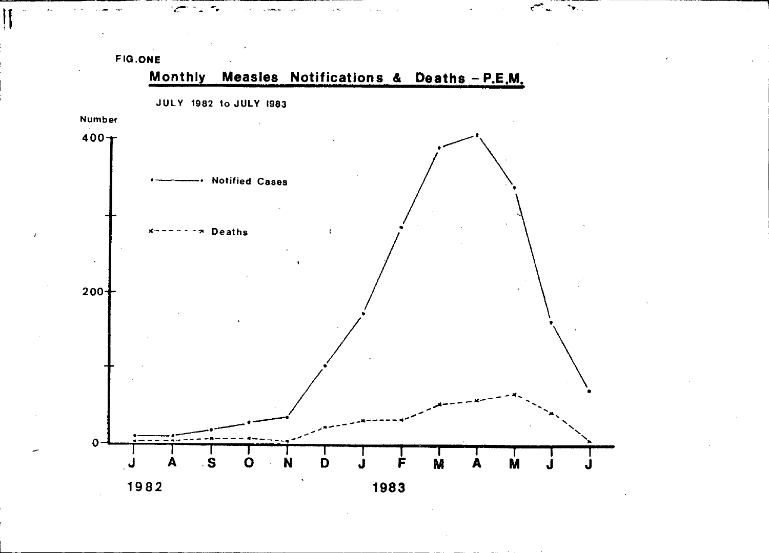FIG.ONE

## Monthly Measles Notifications & Deaths – P.E.M.

JULY 1982 to JULY 1983

Number

400

200

0

•———• Notified Cases

×- - - - - -× Deaths

J A S O N D J F M A M J J

1982 1983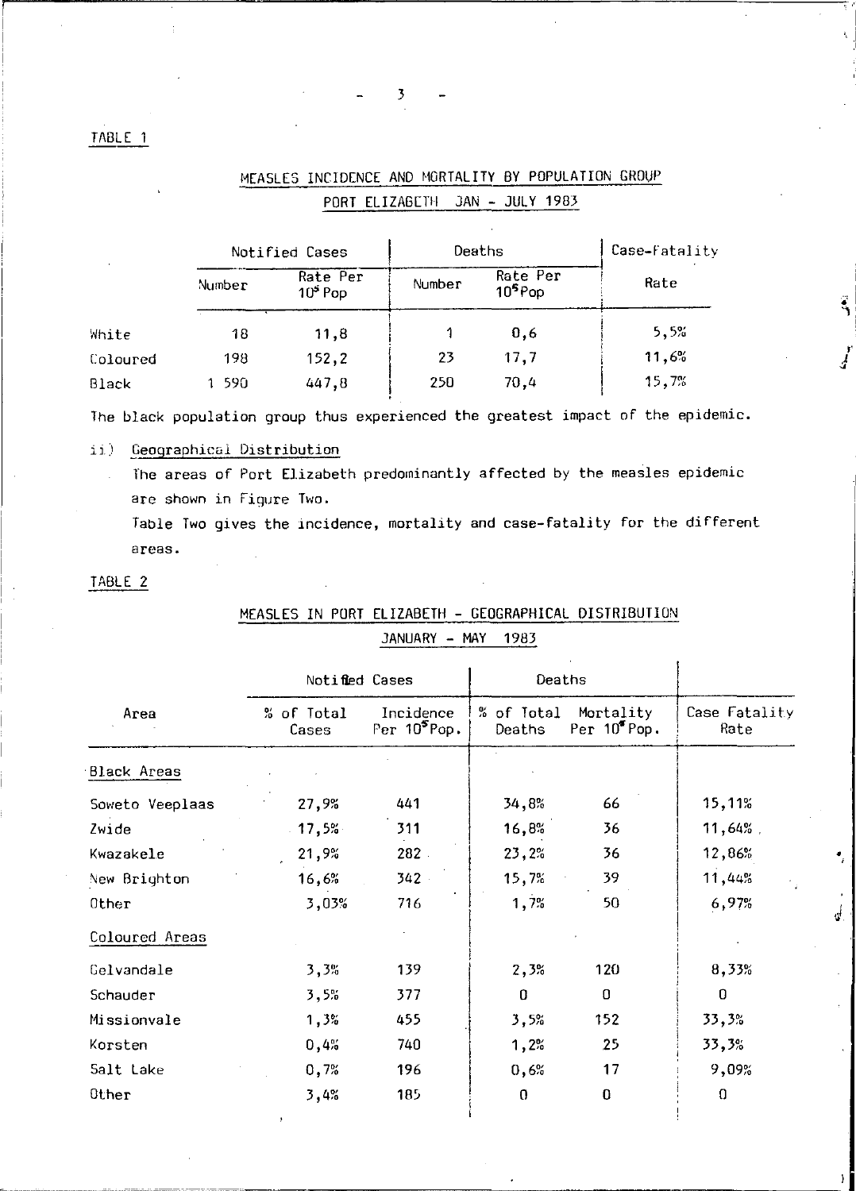TABLE 1

MEASLES INCIDENCE AND MORTALITY BY POPULATION GROUP

PORT ELIZABETH JAN - JULY 1983

| | Notified Cases | | Deaths | | Case-Fatality |
|---|---|---|---|---|---|
| | Number | Rate Per $10^5$ Pop | Number | Rate Per $10^5$ Pop | Rate |
| White | 18 | 11,8 | 1 | 0,6 | 5,5% |
| Coloured | 198 | 152,2 | 23 | 17,7 | 11,6% |
| Black | 1 590 | 447,8 | 250 | 70,4 | 15,7% |

The black population group thus experienced the greatest impact of the epidemic.

ii) Geographical Distribution

The areas of Port Elizabeth predominantly affected by the measles epidemic are shown in Figure Two.

Table Two gives the incidence, mortality and case-fatality for the different areas.

TABLE 2

MEASLES IN PORT ELIZABETH - GEOGRAPHICAL DISTRIBUTION

JANUARY - MAY 1983

| | Notified Cases | | Deaths | | |
|---|---|---|---|---|---|
| Area | % of Total Cases | Incidence Per $10^5$ Pop. | % of Total Deaths | Mortality Per $10^5$ Pop. | Case Fatality Rate |
| Black Areas | | | | | |
| Soweto Veeplaas | 27,9% | 441 | 34,8% | 66 | 15,11% |
| Zwide | 17,5% | 311 | 16,8% | 36 | 11,64% |
| Kwazakele | 21,9% | 282 | 23,2% | 36 | 12,86% |
| New Brighton | 16,6% | 342 | 15,7% | 39 | 11,44% |
| Other | 3,03% | 716 | 1,7% | 50 | 6,97% |
| Coloured Areas | | | | | |
| Gelvandale | 3,3% | 139 | 2,3% | 120 | 8,33% |
| Schauder | 3,5% | 377 | 0 | 0 | 0 |
| Missionvale | 1,3% | 455 | 3,5% | 152 | 33,3% |
| Korsten | 0,4% | 740 | 1,2% | 25 | 33,3% |
| Salt Lake | 0,7% | 196 | 0,6% | 17 | 9,09% |
| Other | 3,4% | 185 | 0 | 0 | 0 |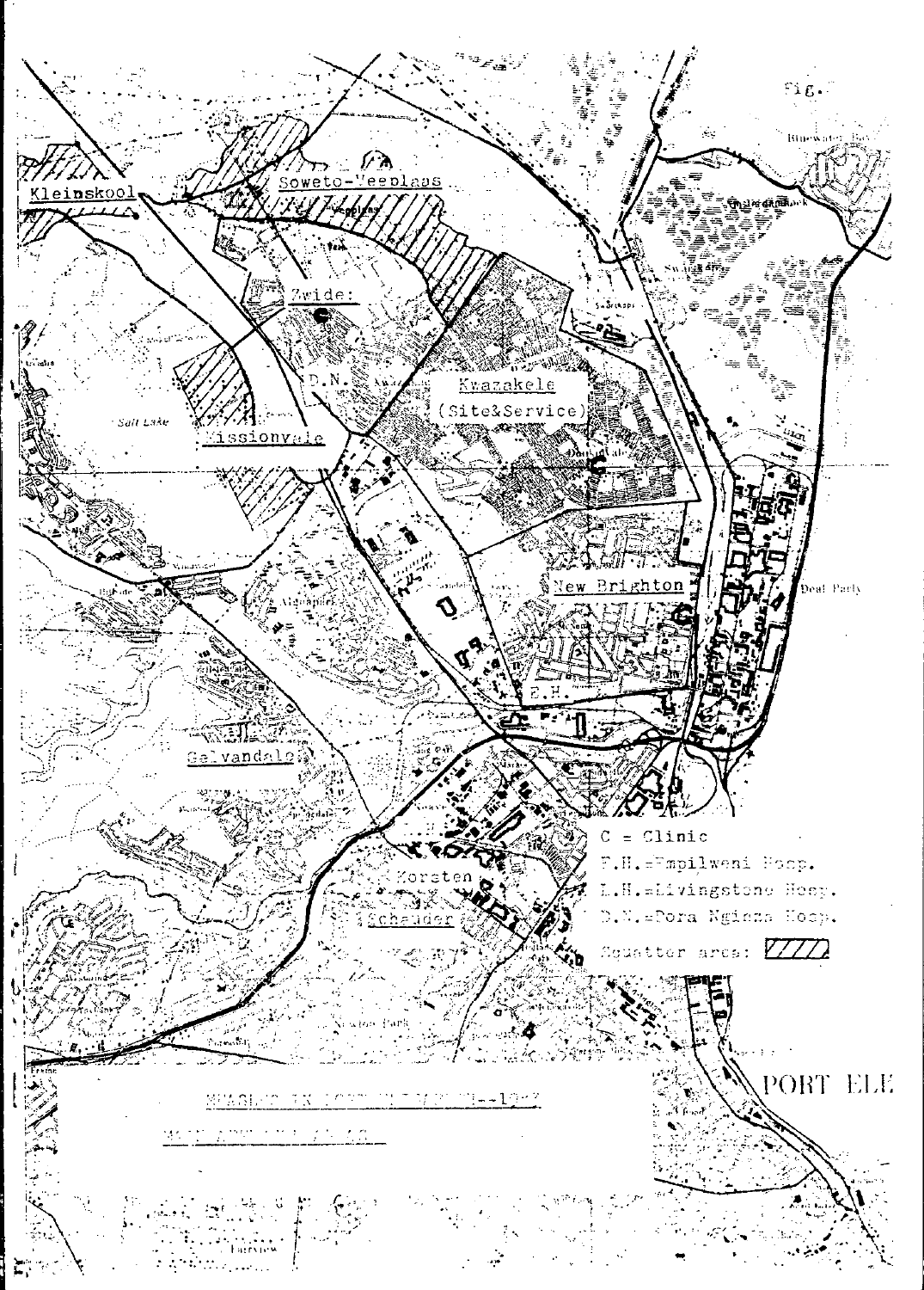Fig.

Kleinskool

Soweto-Veeplaas

Zwide

D.N.

Kwazakele (Site&Service)

Missionvale

New Brighton

E.H.

Galvandale

Korsten

Schauder

PORT ELI

C = Clinic

E.H. = Empilweni Hosp.

L.H. = Livingstone Hosp.

D.N. = Dora Nginza Hosp.

Squatter area: ////

MEASLES IN ... --19?7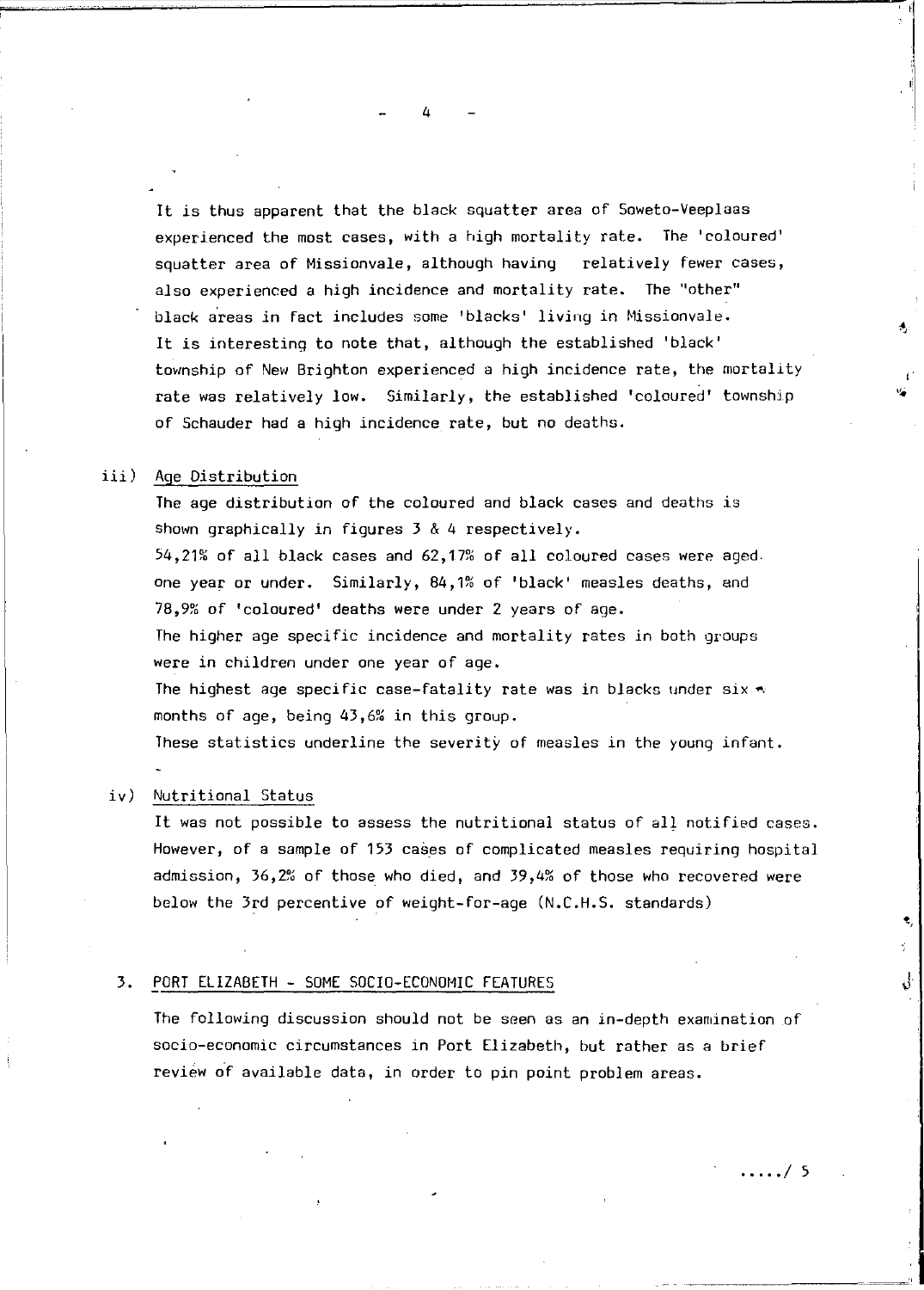It is thus apparent that the black squatter area of Soweto-Veeplaas experienced the most cases, with a high mortality rate. The 'coloured' squatter area of Missionvale, although having relatively fewer cases, also experienced a high incidence and mortality rate. The "other" black areas in fact includes some 'blacks' living in Missionvale. It is interesting to note that, although the established 'black' township of New Brighton experienced a high incidence rate, the mortality rate was relatively low. Similarly, the established 'coloured' township of Schauder had a high incidence rate, but no deaths.

iii) Age Distribution

The age distribution of the coloured and black cases and deaths is shown graphically in figures 3 & 4 respectively.
54,21% of all black cases and 62,17% of all coloured cases were aged one year or under. Similarly, 84,1% of 'black' measles deaths, and 78,9% of 'coloured' deaths were under 2 years of age.
The higher age specific incidence and mortality rates in both groups were in children under one year of age.
The highest age specific case-fatality rate was in blacks under six months of age, being 43,6% in this group.
These statistics underline the severity of measles in the young infant.

iv) Nutritional Status

It was not possible to assess the nutritional status of all notified cases. However, of a sample of 153 cases of complicated measles requiring hospital admission, 36,2% of those who died, and 39,4% of those who recovered were below the 3rd percentive of weight-for-age (N.C.H.S. standards)

## 3. PORT ELIZABETH - SOME SOCIO-ECONOMIC FEATURES

The following discussion should not be seen as an in-depth examination of socio-economic circumstances in Port Elizabeth, but rather as a brief review of available data, in order to pin point problem areas.

...../ 5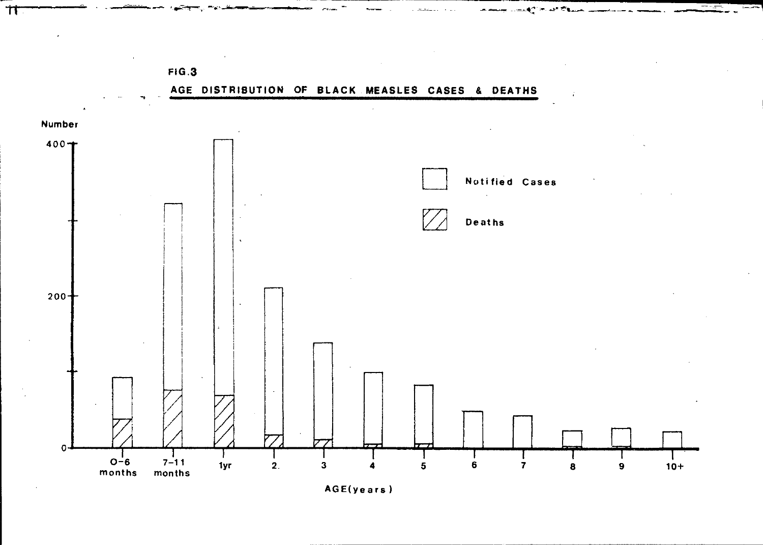FIG.3

AGE DISTRIBUTION OF BLACK MEASLES CASES & DEATHS

Number

400

200

0

Notified Cases

Deaths

0-6 months | 7-11 months | 1yr | 2 | 3 | 4 | 5 | 6 | 7 | 8 | 9 | 10+

AGE(years)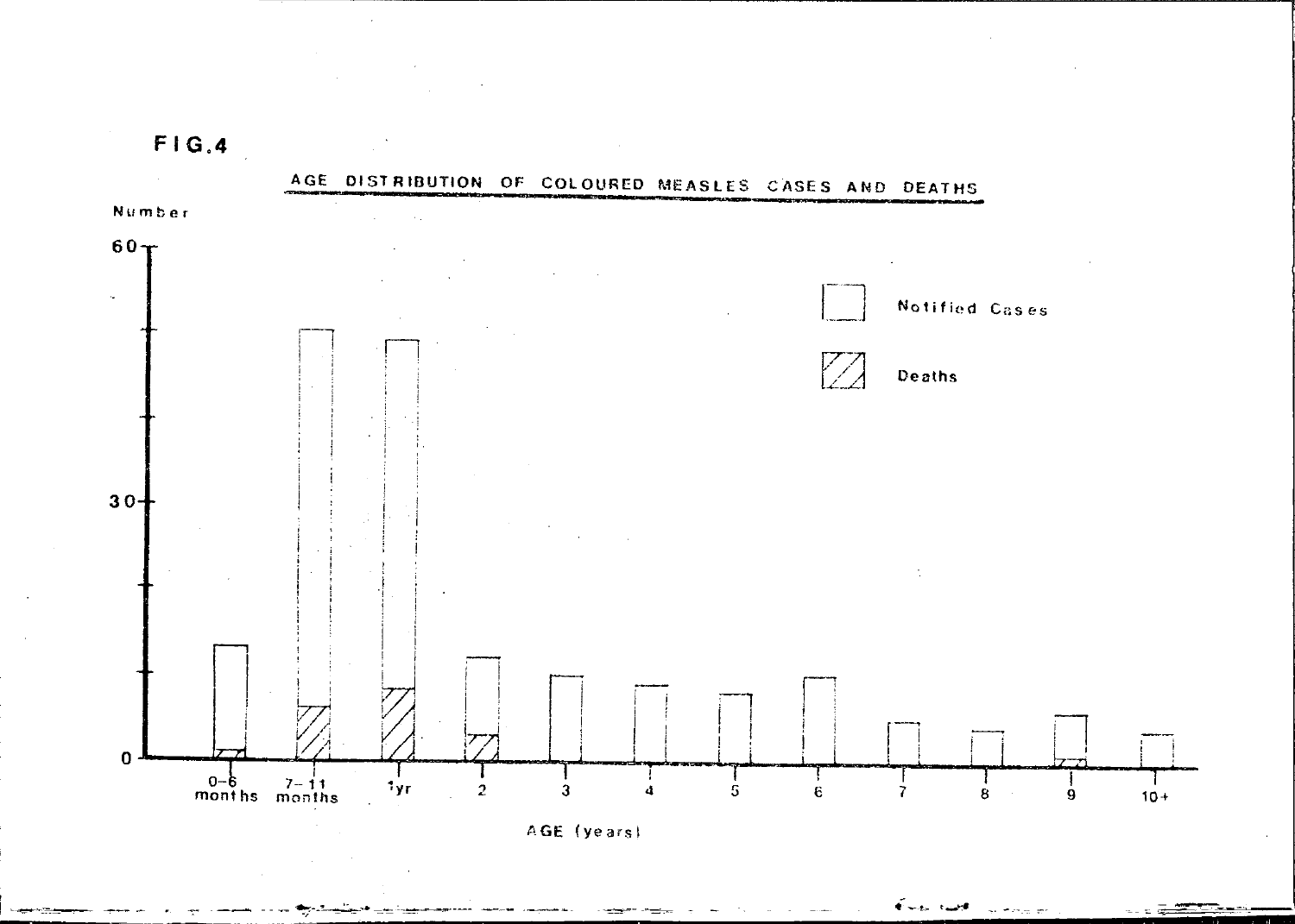FIG.4

AGE DISTRIBUTION OF COLOURED MEASLES CASES AND DEATHS

Number

60

30

0

Notified Cases

Deaths

0–6 months | 7–11 months | 1yr | 2 | 3 | 4 | 5 | 6 | 7 | 8 | 9 | 10+

AGE (years)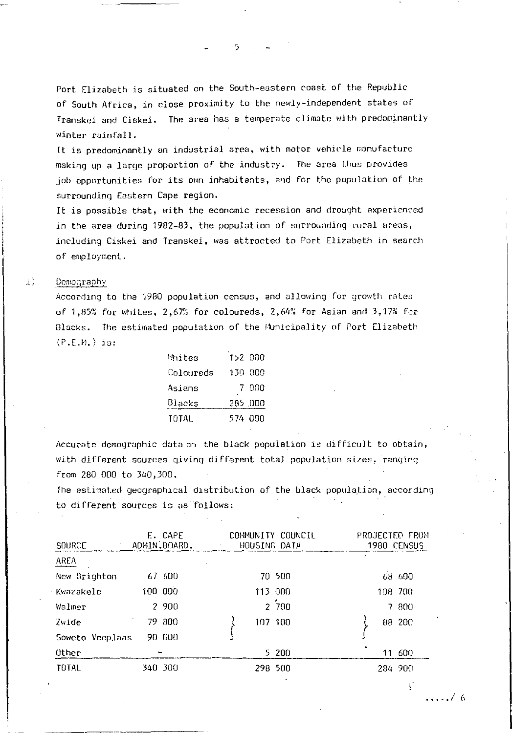Port Elizabeth is situated on the South-eastern coast of the Republic of South Africa, in close proximity to the newly-independent states of Transkei and Ciskei. The area has a temperate climate with predominantly winter rainfall.

It is predominantly an industrial area, with motor vehicle manufacture making up a large proportion of the industry. The area thus provides job opportunities for its own inhabitants, and for the population of the surrounding Eastern Cape region.

It is possible that, with the economic recession and drought experienced in the area during 1982-83, the population of surrounding rural areas, including Ciskei and Transkei, was attracted to Port Elizabeth in search of employment.

i) Demography

According to the 1980 population census, and allowing for growth rates of 1,85% for whites, 2,67% for coloureds, 2,64% for Asian and 3,17% for Blacks. The estimated population of the Municipality of Port Elizabeth (P.E.M.) is:

| | |
|---|---|
| Whites | 152 000 |
| Coloureds | 130 000 |
| Asians | 7 000 |
| Blacks | 285 000 |
| TOTAL | 574 000 |

Accurate demographic data on the black population is difficult to obtain, with different sources giving different total population sizes. ranging from 280 000 to 340,300.

The estimated geographical distribution of the black population, according to different sources is as follows:

| SOURCE | E. CAPE ADMIN.BOARD. | COMMUNITY COUNCIL HOUSING DATA | PROJECTED FROM 1980 CENSUS |
|---|---|---|---|
| AREA | | | |
| New Brighton | 67 600 | 70 500 | 68 600 |
| Kwazakele | 100 000 | 113 000 | 108 700 |
| Walmer | 2 900 | 2 700 | 7 800 |
| Zwide | 79 800 | 107 100 (Zwide and Soweto Veeplaas) | 88 200 (Zwide and Soweto Veeplaas) |
| Soweto Veeplaas | 90 000 | | |
| Other | - | 5 200 | 11 600 |
| TOTAL | 340 300 | 298 500 | 284 900 |

...../ 6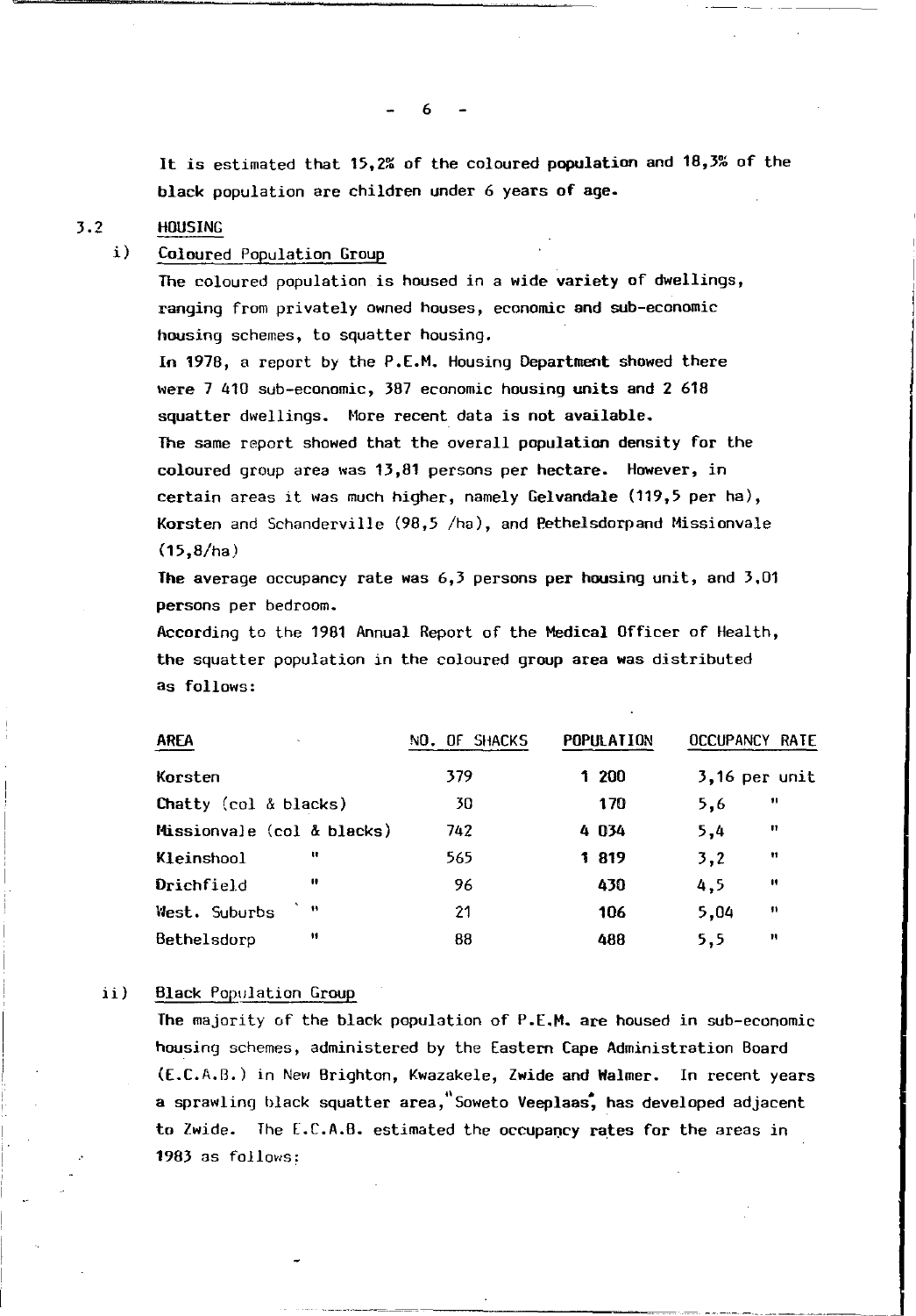It is estimated that 15,2% of the coloured population and 18,3% of the black population are children under 6 years of age.

### 3.2 HOUSING

#### i) Coloured Population Group

The coloured population is housed in a wide variety of dwellings, ranging from privately owned houses, economic and sub-economic housing schemes, to squatter housing.

In 1978, a report by the P.E.M. Housing Department showed there were 7 410 sub-economic, 387 economic housing units and 2 618 squatter dwellings. More recent data is not available.

The same report showed that the overall population density for the coloured group area was 13,81 persons per hectare. However, in certain areas it was much higher, namely Gelvandale (119,5 per ha), Korsten and Schanderville (98,5 /ha), and Bethelsdorpand Missionvale (15,8/ha)

The average occupancy rate was 6,3 persons per housing unit, and 3,01 persons per bedroom.

According to the 1981 Annual Report of the Medical Officer of Health, the squatter population in the coloured group area was distributed as follows:

| AREA | NO. OF SHACKS | POPULATION | OCCUPANCY RATE |
|---|---|---|---|
| Korsten | 379 | 1 200 | 3,16 per unit |
| Chatty (col & blacks) | 30 | 170 | 5,6 " |
| Missionvale (col & blacks) | 742 | 4 034 | 5,4 " |
| Kleinshool " | 565 | 1 819 | 3,2 " |
| Drichfield " | 96 | 430 | 4,5 " |
| West. Suburbs " | 21 | 106 | 5,04 " |
| Bethelsdorp " | 88 | 488 | 5,5 " |

#### ii) Black Population Group

The majority of the black population of P.E.M. are housed in sub-economic housing schemes, administered by the Eastern Cape Administration Board (E.C.A.B.) in New Brighton, Kwazakele, Zwide and Walmer. In recent years a sprawling black squatter area, "Soweto Veeplaas", has developed adjacent to Zwide. The E.C.A.B. estimated the occupancy rates for the areas in 1983 as follows: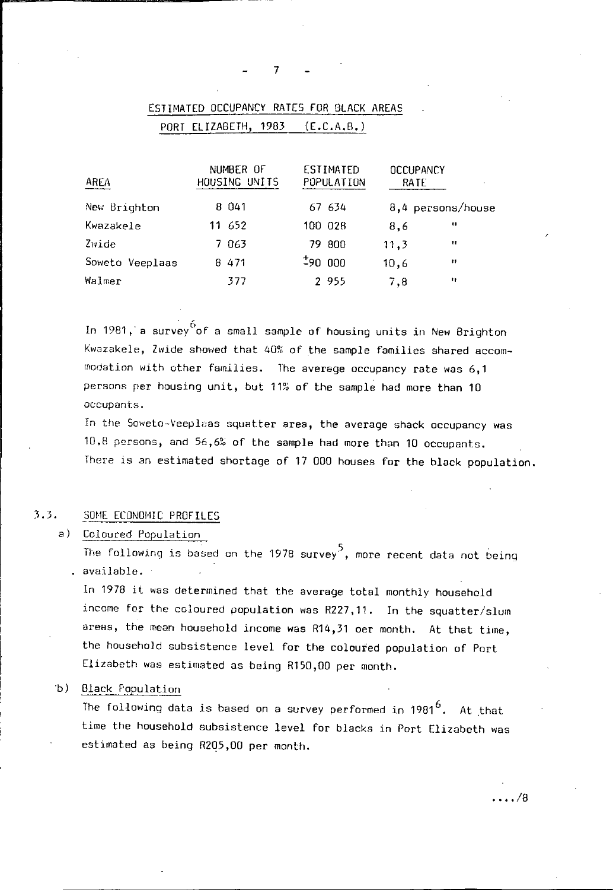## ESTIMATED OCCUPANCY RATES FOR BLACK AREAS
## PORT ELIZABETH, 1983 (E.C.A.B.)

| AREA | NUMBER OF HOUSING UNITS | ESTIMATED POPULATION | OCCUPANCY RATE |
|---|---|---|---|
| New Brighton | 8 041 | 67 634 | 8,4 persons/house |
| Kwazakele | 11 652 | 100 028 | 8,6 " |
| Zwide | 7 063 | 79 800 | 11,3 " |
| Soweto Veeplaas | 8 471 | ±90 000 | 10,6 " |
| Walmer | 377 | 2 955 | 7,8 " |

In 1981, a survey[6] of a small sample of housing units in New Brighton Kwazakele, Zwide showed that 40% of the sample families shared accommodation with other families. The average occupancy rate was 6,1 persons per housing unit, but 11% of the sample had more than 10 occupants.

In the Soweto-Veeplaas squatter area, the average shack occupancy was 10,8 persons, and 56,6% of the sample had more than 10 occupants. There is an estimated shortage of 17 000 houses for the black population.

### 3.3. SOME ECONOMIC PROFILES

**a) Coloured Population**

The following is based on the 1978 survey[5], more recent data not being available.

In 1978 it was determined that the average total monthly household income for the coloured population was R227,11. In the squatter/slum areas, the mean household income was R14,31 oer month. At that time, the household subsistence level for the coloured population of Port Elizabeth was estimated as being R150,00 per month.

**b) Black Population**

The following data is based on a survey performed in 1981[6]. At that time the household subsistence level for blacks in Port Elizabeth was estimated as being R205,00 per month.

..../8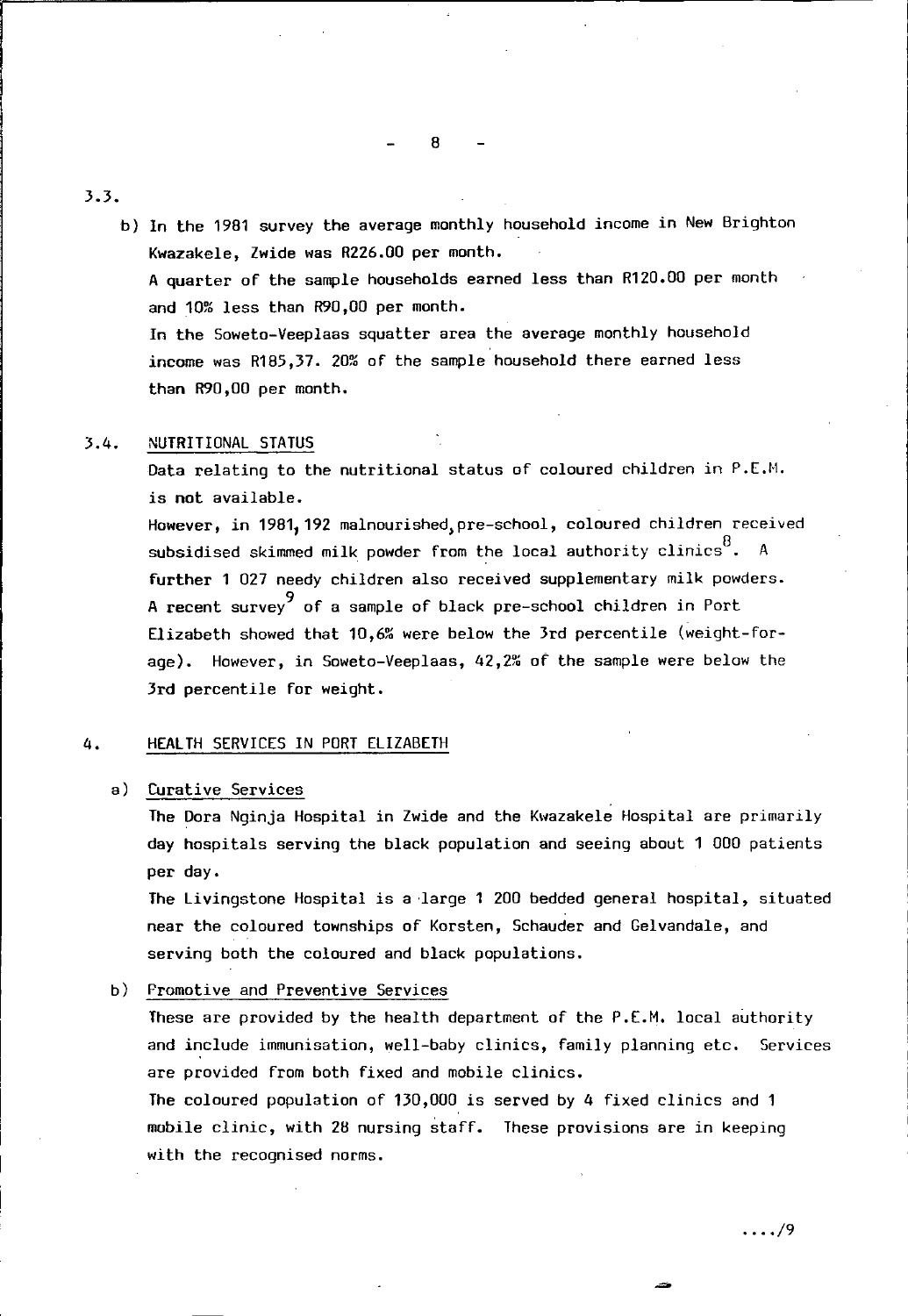3.3.

b) In the 1981 survey the average monthly household income in New Brighton Kwazakele, Zwide was R226.00 per month.
A quarter of the sample households earned less than R120.00 per month and 10% less than R90,00 per month.
In the Soweto-Veeplaas squatter area the average monthly household income was R185,37. 20% of the sample household there earned less than R90,00 per month.

3.4. NUTRITIONAL STATUS

Data relating to the nutritional status of coloured children in P.E.M. is not available.
However, in 1981, 192 malnourished, pre-school, coloured children received subsidised skimmed milk powder from the local authority clinics[8]. A further 1 027 needy children also received supplementary milk powders.
A recent survey[9] of a sample of black pre-school children in Port Elizabeth showed that 10,6% were below the 3rd percentile (weight-for-age). However, in Soweto-Veeplaas, 42,2% of the sample were below the 3rd percentile for weight.

4. HEALTH SERVICES IN PORT ELIZABETH

a) Curative Services

The Dora Nginja Hospital in Zwide and the Kwazakele Hospital are primarily day hospitals serving the black population and seeing about 1 000 patients per day.
The Livingstone Hospital is a large 1 200 bedded general hospital, situated near the coloured townships of Korsten, Schauder and Gelvandale, and serving both the coloured and black populations.

b) Promotive and Preventive Services

These are provided by the health department of the P.E.M. local authority and include immunisation, well-baby clinics, family planning etc. Services are provided from both fixed and mobile clinics.
The coloured population of 130,000 is served by 4 fixed clinics and 1 mobile clinic, with 28 nursing staff. These provisions are in keeping with the recognised norms.

..../9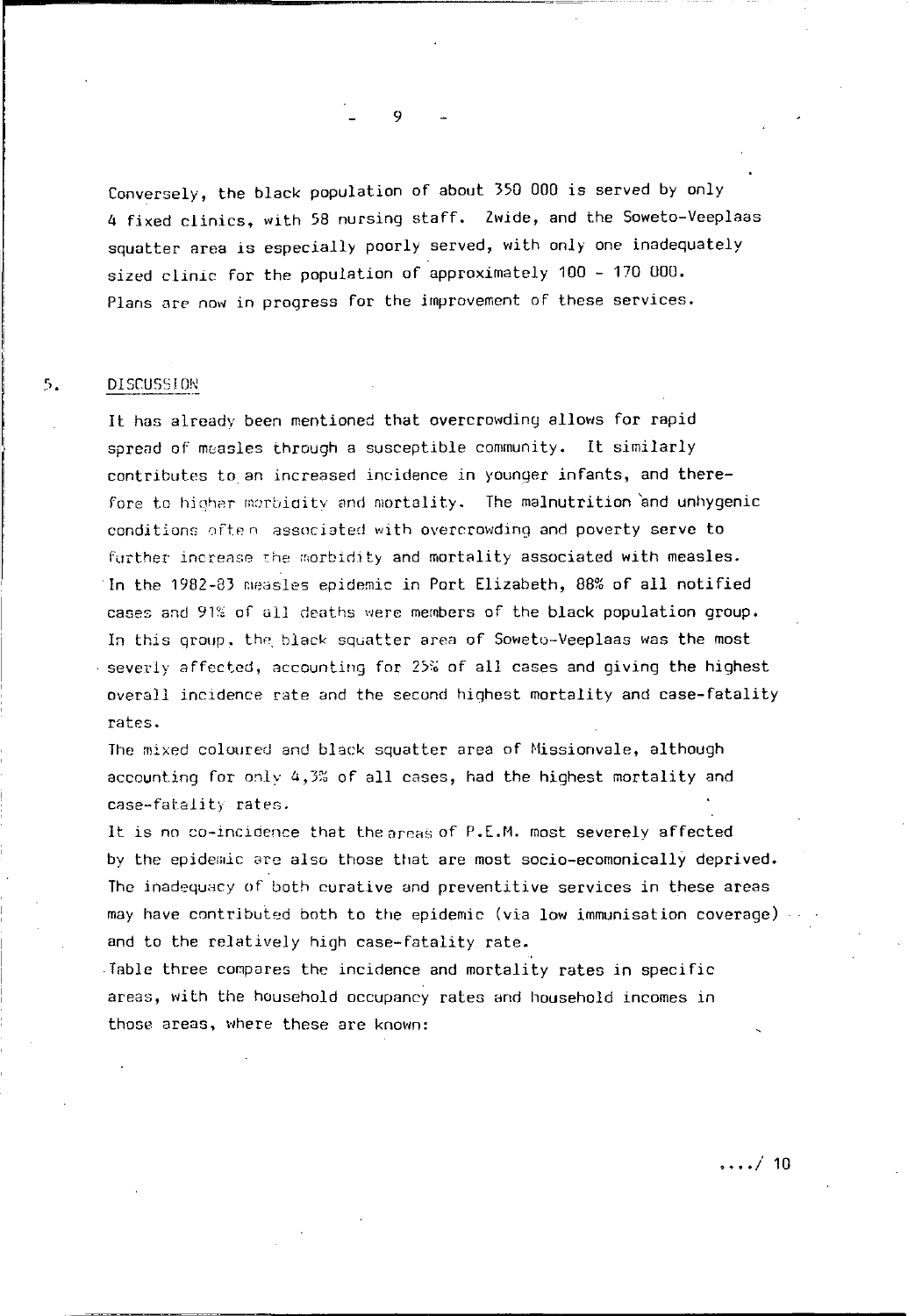Conversely, the black population of about 350 000 is served by only 4 fixed clinics, with 58 nursing staff. Zwide, and the Soweto-Veeplaas squatter area is especially poorly served, with only one inadequately sized clinic for the population of approximately 100 - 170 000. Plans are now in progress for the improvement of these services.

## 5. DISCUSSION

It has already been mentioned that overcrowding allows for rapid spread of measles through a susceptible community. It similarly contributes to an increased incidence in younger infants, and therefore to higher morbidity and mortality. The malnutrition and unhygenic conditions often associated with overcrowding and poverty serve to further increase the morbidity and mortality associated with measles. In the 1982-83 measles epidemic in Port Elizabeth, 88% of all notified cases and 91% of all deaths were members of the black population group. In this group, the black squatter area of Soweto-Veeplaas was the most severly affected, accounting for 25% of all cases and giving the highest overall incidence rate and the second highest mortality and case-fatality rates.

The mixed coloured and black squatter area of Missionvale, although accounting for only 4,3% of all cases, had the highest mortality and case-fatality rates.

It is no co-incidence that the areas of P.E.M. most severely affected by the epidemic are also those that are most socio-ecomonically deprived. The inadequacy of both curative and preventitive services in these areas may have contributed both to the epidemic (via low immunisation coverage) and to the relatively high case-fatality rate.

Table three compares the incidence and mortality rates in specific areas, with the household occupancy rates and household incomes in those areas, where these are known: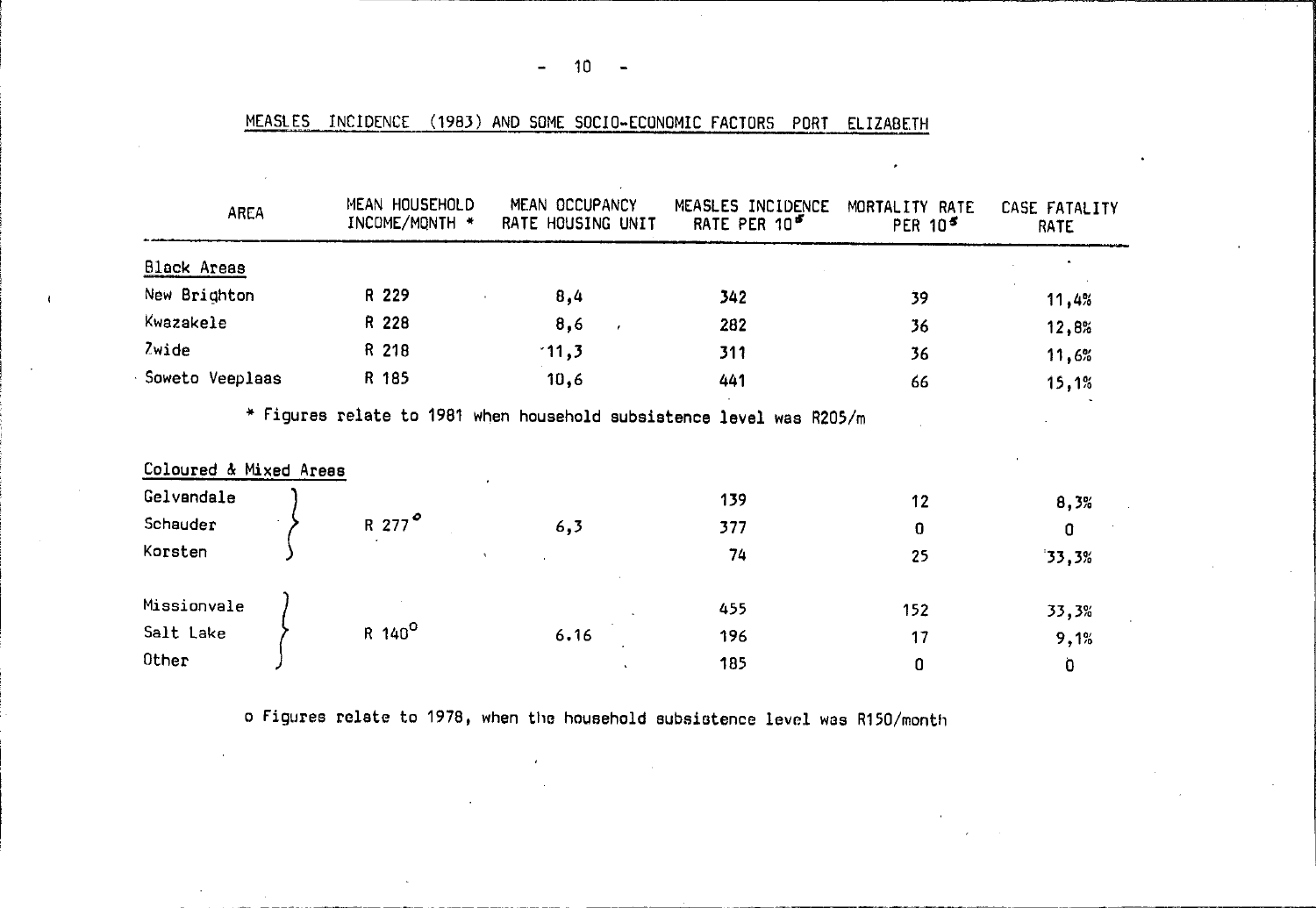MEASLES INCIDENCE (1983) AND SOME SOCIO-ECONOMIC FACTORS PORT ELIZABETH

| AREA | MEAN HOUSEHOLD INCOME/MONTH * | MEAN OCCUPANCY RATE HOUSING UNIT | MEASLES INCIDENCE RATE PER $10^5$ | MORTALITY RATE PER $10^5$ | CASE FATALITY RATE |
|---|---|---|---|---|---|
| **Black Areas** | | | | | |
| New Brighton | R 229 | 8,4 | 342 | 39 | 11,4% |
| Kwazakele | R 228 | 8,6 | 282 | 36 | 12,8% |
| Zwide | R 218 | 11,3 | 311 | 36 | 11,6% |
| Soweto Veeplaas | R 185 | 10,6 | 441 | 66 | 15,1% |

\* Figures relate to 1981 when household subsistence level was R205/m

| AREA | MEAN HOUSEHOLD INCOME/MONTH | MEAN OCCUPANCY RATE HOUSING UNIT | MEASLES INCIDENCE RATE PER $10^5$ | MORTALITY RATE PER $10^5$ | CASE FATALITY RATE |
|---|---|---|---|---|---|
| **Coloured & Mixed Areas** | | | | | |
| Gelvandale | R 277° | 6,3 | 139 | 12 | 8,3% |
| Schauder | | | 377 | 0 | 0 |
| Korsten | | | 74 | 25 | 33,3% |
| Missionvale | R 140° | 6.16 | 455 | 152 | 33,3% |
| Salt Lake | | | 196 | 17 | 9,1% |
| Other | | | 185 | 0 | 0 |

o Figures relate to 1978, when the household subsistence level was R150/month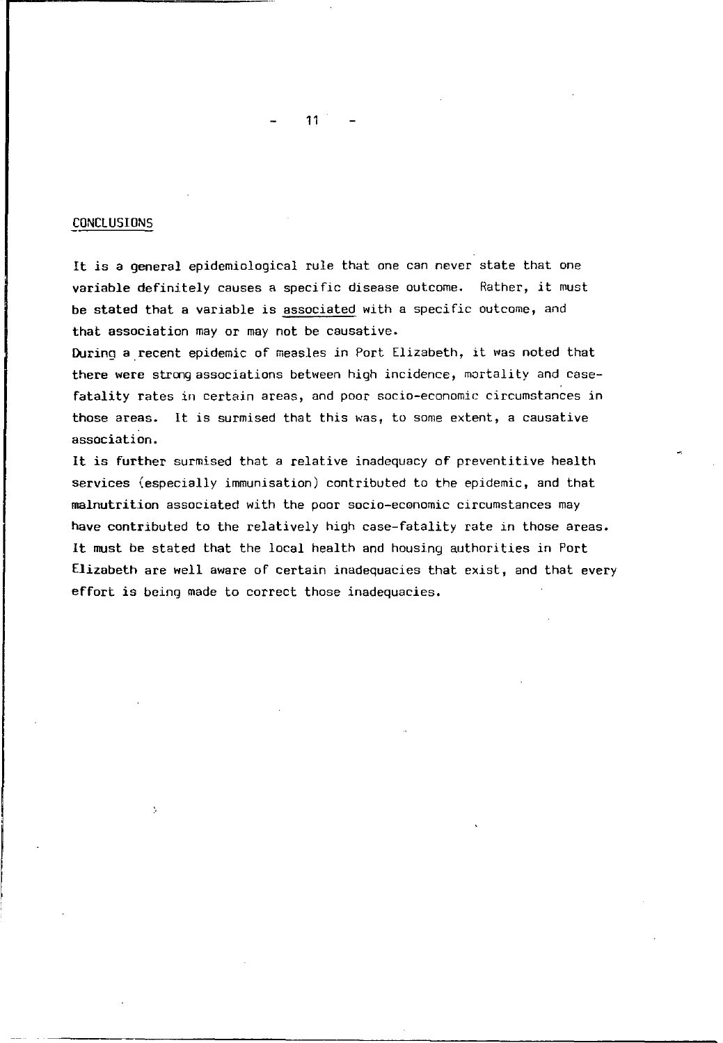## CONCLUSIONS

It is a general epidemiological rule that one can never state that one variable definitely causes a specific disease outcome. Rather, it must be stated that a variable is associated with a specific outcome, and that association may or may not be causative.

During a recent epidemic of measles in Port Elizabeth, it was noted that there were strong associations between high incidence, mortality and case-fatality rates in certain areas, and poor socio-economic circumstances in those areas. It is surmised that this was, to some extent, a causative association.

It is further surmised that a relative inadequacy of preventitive health services (especially immunisation) contributed to the epidemic, and that malnutrition associated with the poor socio-economic circumstances may have contributed to the relatively high case-fatality rate in those areas. It must be stated that the local health and housing authorities in Port Elizabeth are well aware of certain inadequacies that exist, and that every effort is being made to correct those inadequacies.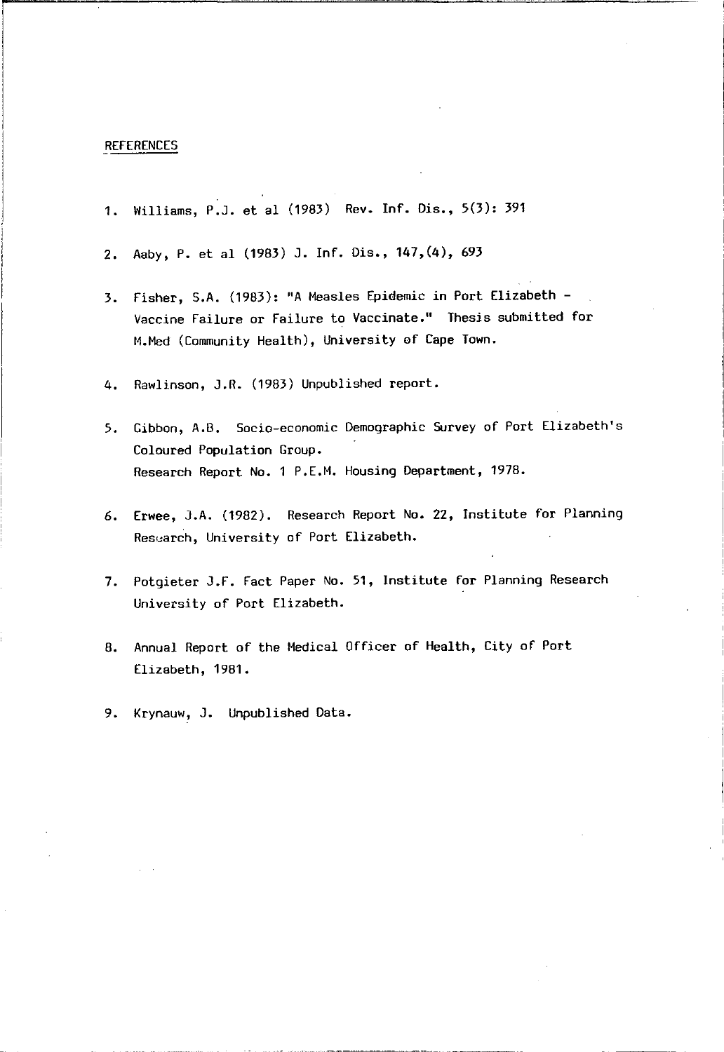## REFERENCES

1. Williams, P.J. et al (1983) Rev. Inf. Dis., 5(3): 391
2. Aaby, P. et al (1983) J. Inf. Dis., 147,(4), 693
3. Fisher, S.A. (1983): "A Measles Epidemic in Port Elizabeth - Vaccine Failure or Failure to Vaccinate." Thesis submitted for M.Med (Community Health), University of Cape Town.
4. Rawlinson, J.R. (1983) Unpublished report.
5. Gibbon, A.B. Socio-economic Demographic Survey of Port Elizabeth's Coloured Population Group.
   Research Report No. 1 P.E.M. Housing Department, 1978.
6. Erwee, J.A. (1982). Research Report No. 22, Institute for Planning Research, University of Port Elizabeth.
7. Potgieter J.F. Fact Paper No. 51, Institute for Planning Research University of Port Elizabeth.
8. Annual Report of the Medical Officer of Health, City of Port Elizabeth, 1981.
9. Krynauw, J. Unpublished Data.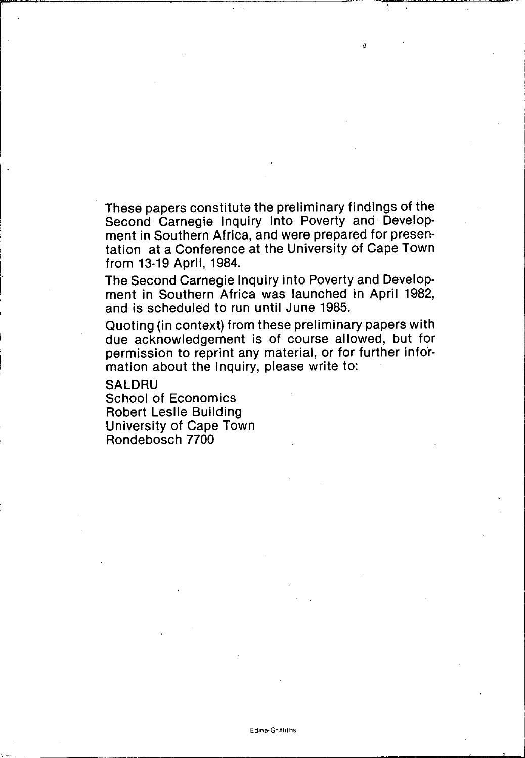These papers constitute the preliminary findings of the Second Carnegie Inquiry into Poverty and Development in Southern Africa, and were prepared for presentation at a Conference at the University of Cape Town from 13-19 April, 1984.

The Second Carnegie Inquiry into Poverty and Development in Southern Africa was launched in April 1982, and is scheduled to run until June 1985.

Quoting (in context) from these preliminary papers with due acknowledgement is of course allowed, but for permission to reprint any material, or for further information about the Inquiry, please write to:

SALDRU
School of Economics
Robert Leslie Building
University of Cape Town
Rondebosch 7700

Edina-Griffiths